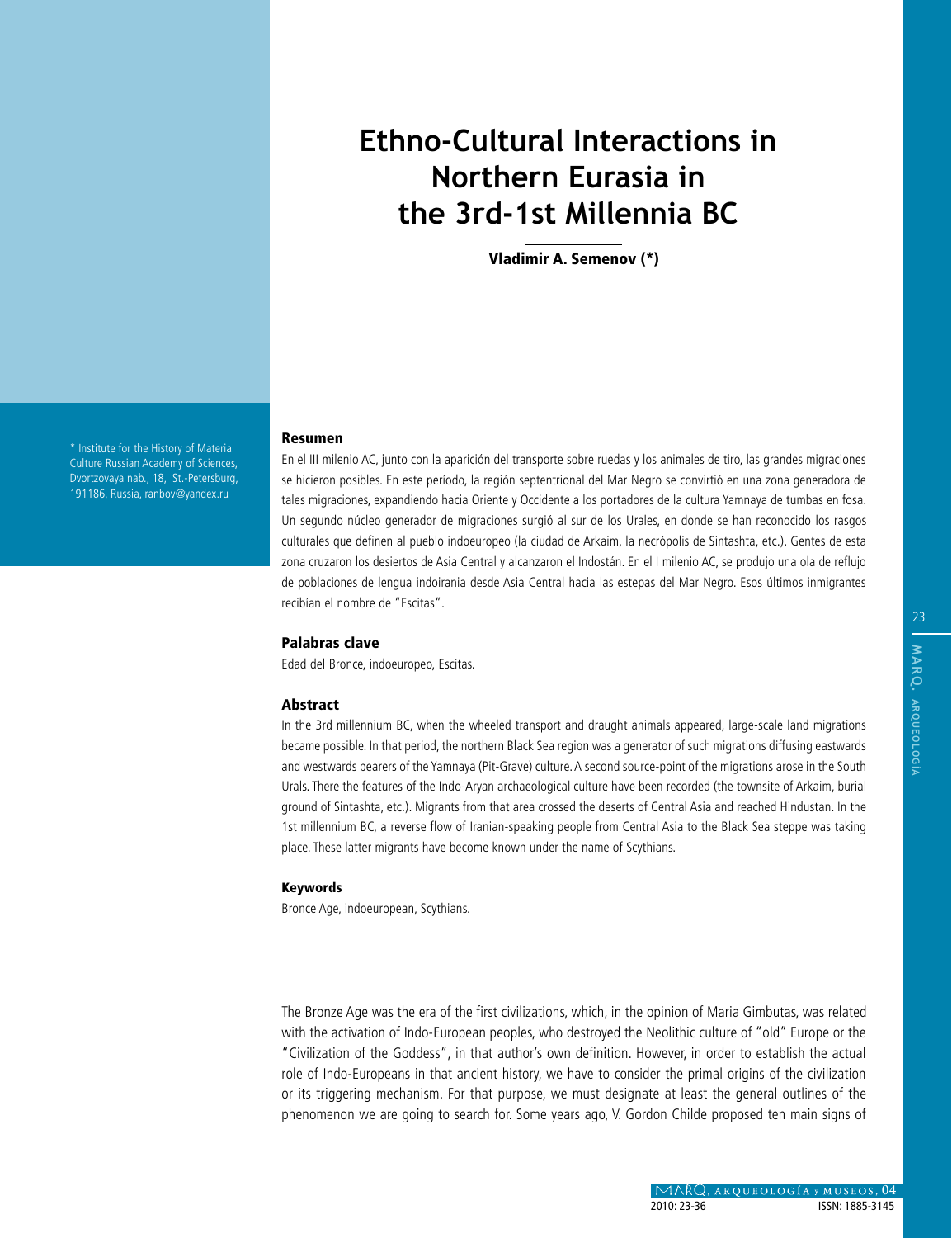# Ethno-Cultural Interactions in Northern Eurasia in the 3rd-1st Millennia BC

**Vladimir A. Semenov (*)**

\* Institute for the History of Material Culture Russian Academy of Sciences, Dvortzovaya nab., 18, St.-Petersburg, 191186, Russia, ranbov@yandex.ru

### Resumen

En el III milenio AC, junto con la aparición del transporte sobre ruedas y los animales de tiro, las grandes migraciones se hicieron posibles. En este período, la región septentrional del Mar Negro se convirtió en una zona generadora de tales migraciones, expandiendo hacia Oriente y Occidente a los portadores de la cultura Yamnaya de tumbas en fosa. Un segundo núcleo generador de migraciones surgió al sur de los Urales, en donde se han reconocido los rasgos culturales que definen al pueblo indoeuropeo (la ciudad de Arkaim, la necrópolis de Sintashta, etc.). Gentes de esta zona cruzaron los desiertos de Asia Central y alcanzaron el Indostán. En el I milenio AC, se produjo una ola de reflujo de poblaciones de lengua indoirania desde Asia Central hacia las estepas del Mar Negro. Esos últimos inmigrantes recibían el nombre de "Escitas".

### Palabras clave

Edad del Bronce, indoeuropeo, Escitas.

### Abstract

In the 3rd millennium BC, when the wheeled transport and draught animals appeared, large-scale land migrations became possible. In that period, the northern Black Sea region was a generator of such migrations diffusing eastwards and westwards bearers of the Yamnaya (Pit-Grave) culture. A second source-point of the migrations arose in the South Urals. There the features of the Indo-Aryan archaeological culture have been recorded (the townsite of Arkaim, burial ground of Sintashta, etc.). Migrants from that area crossed the deserts of Central Asia and reached Hindustan. In the 1st millennium BC, a reverse flow of Iranian-speaking people from Central Asia to the Black Sea steppe was taking place. These latter migrants have become known under the name of Scythians.

### Keywords

Bronce Age, indoeuropean, Scythians.

The Bronze Age was the era of the first civilizations, which, in the opinion of Maria Gimbutas, was related with the activation of Indo-European peoples, who destroyed the Neolithic culture of "old" Europe or the "Civilization of the Goddess", in that author's own definition. However, in order to establish the actual role of Indo-Europeans in that ancient history, we have to consider the primal origins of the civilization or its triggering mechanism. For that purpose, we must designate at least the general outlines of the phenomenon we are going to search for. Some years ago, V. Gordon Childe proposed ten main signs of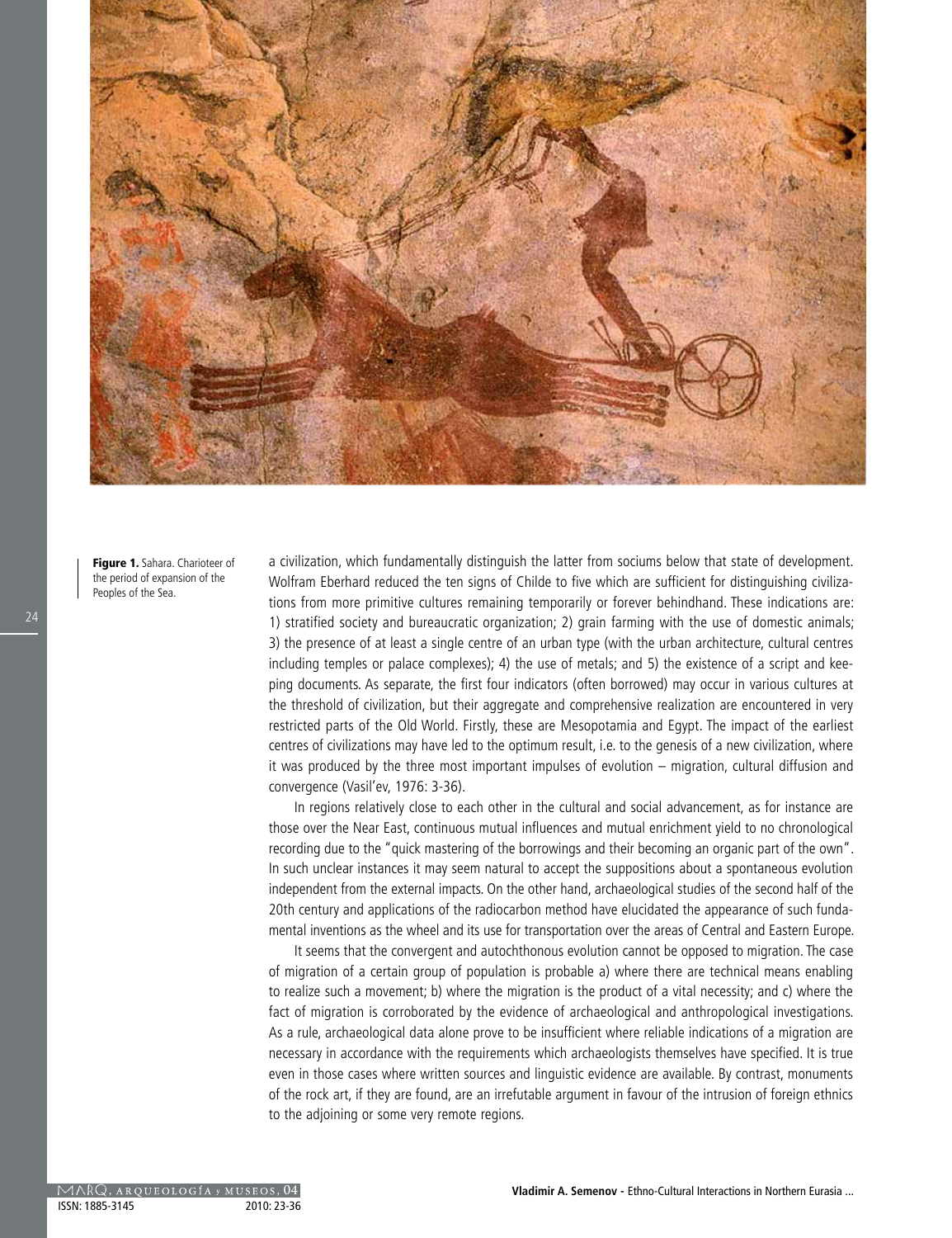**Figure 1.** Sahara. Charioteer of the period of expansion of the Peoples of the Sea.

a civilization, which fundamentally distinguish the latter from sociums below that state of development. Wolfram Eberhard reduced the ten signs of Childe to five which are sufficient for distinguishing civilizations from more primitive cultures remaining temporarily or forever behindhand. These indications are: 1) stratified society and bureaucratic organization; 2) grain farming with the use of domestic animals; 3) the presence of at least a single centre of an urban type (with the urban architecture, cultural centres including temples or palace complexes); 4) the use of metals; and 5) the existence of a script and keeping documents. As separate, the first four indicators (often borrowed) may occur in various cultures at the threshold of civilization, but their aggregate and comprehensive realization are encountered in very restricted parts of the Old World. Firstly, these are Mesopotamia and Egypt. The impact of the earliest centres of civilizations may have led to the optimum result, i.e. to the genesis of a new civilization, where it was produced by the three most important impulses of evolution – migration, cultural diffusion and convergence (Vasil'ev, 1976: 3-36).

In regions relatively close to each other in the cultural and social advancement, as for instance are those over the Near East, continuous mutual influences and mutual enrichment yield to no chronological recording due to the "quick mastering of the borrowings and their becoming an organic part of the own". In such unclear instances it may seem natural to accept the suppositions about a spontaneous evolution independent from the external impacts. On the other hand, archaeological studies of the second half of the 20th century and applications of the radiocarbon method have elucidated the appearance of such fundamental inventions as the wheel and its use for transportation over the areas of Central and Eastern Europe.

It seems that the convergent and autochthonous evolution cannot be opposed to migration. The case of migration of a certain group of population is probable a) where there are technical means enabling to realize such a movement; b) where the migration is the product of a vital necessity; and c) where the fact of migration is corroborated by the evidence of archaeological and anthropological investigations. As a rule, archaeological data alone prove to be insufficient where reliable indications of a migration are necessary in accordance with the requirements which archaeologists themselves have specified. It is true even in those cases where written sources and linguistic evidence are available. By contrast, monuments of the rock art, if they are found, are an irrefutable argument in favour of the intrusion of foreign ethnics to the adjoining or some very remote regions.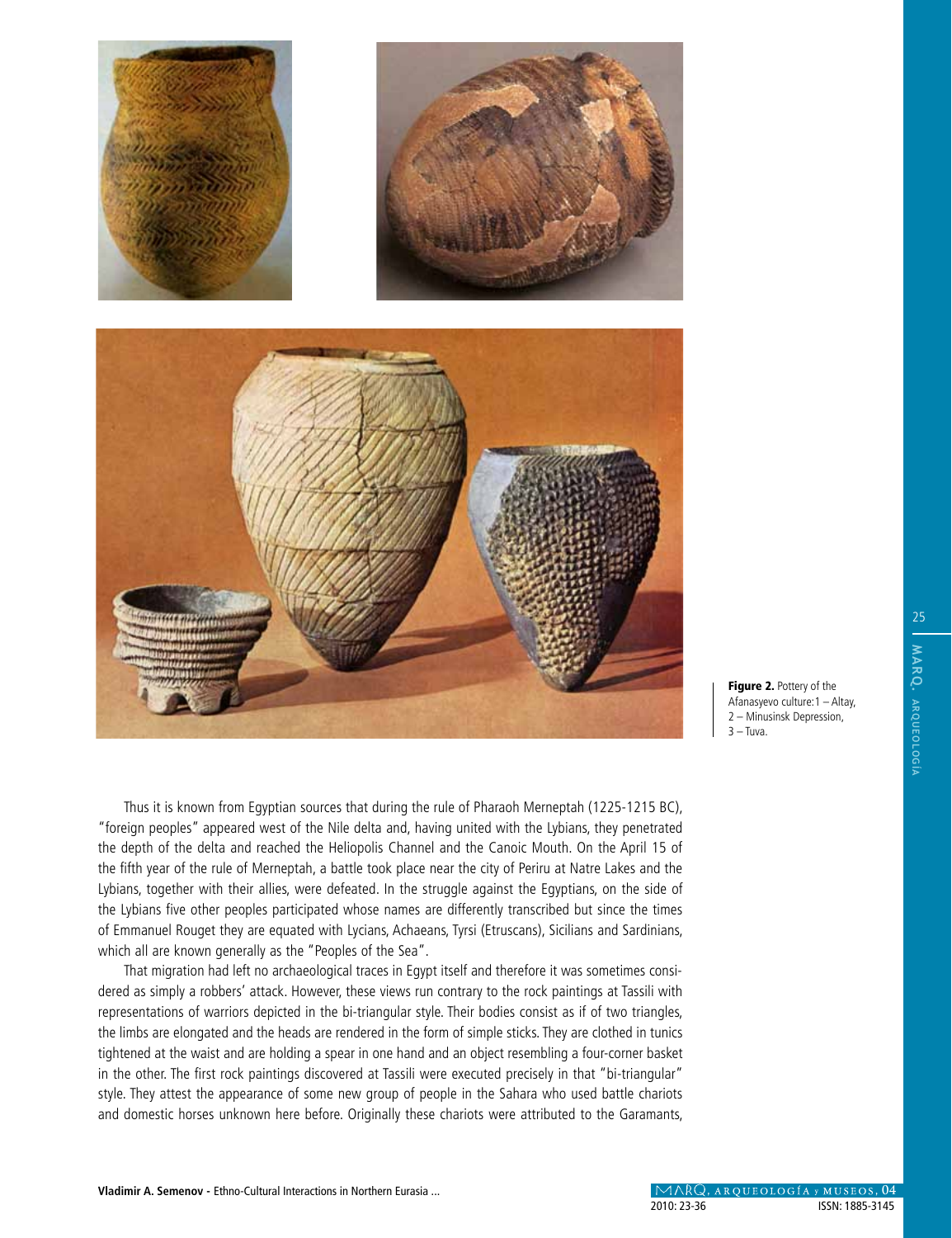**Figure 2.** Pottery of the Afanasyevo culture:1 – Altay, 2 – Minusinsk Depression, 3 – Tuva.

Thus it is known from Egyptian sources that during the rule of Pharaoh Merneptah (1225-1215 BC), "foreign peoples" appeared west of the Nile delta and, having united with the Lybians, they penetrated the depth of the delta and reached the Heliopolis Channel and the Canoic Mouth. On the April 15 of the fifth year of the rule of Merneptah, a battle took place near the city of Periru at Natre Lakes and the Lybians, together with their allies, were defeated. In the struggle against the Egyptians, on the side of the Lybians five other peoples participated whose names are differently transcribed but since the times of Emmanuel Rouget they are equated with Lycians, Achaeans, Tyrsi (Etruscans), Sicilians and Sardinians, which all are known generally as the "Peoples of the Sea".

That migration had left no archaeological traces in Egypt itself and therefore it was sometimes considered as simply a robbers' attack. However, these views run contrary to the rock paintings at Tassili with representations of warriors depicted in the bi-triangular style. Their bodies consist as if of two triangles, the limbs are elongated and the heads are rendered in the form of simple sticks. They are clothed in tunics tightened at the waist and are holding a spear in one hand and an object resembling a four-corner basket in the other. The first rock paintings discovered at Tassili were executed precisely in that "bi-triangular" style. They attest the appearance of some new group of people in the Sahara who used battle chariots and domestic horses unknown here before. Originally these chariots were attributed to the Garamants,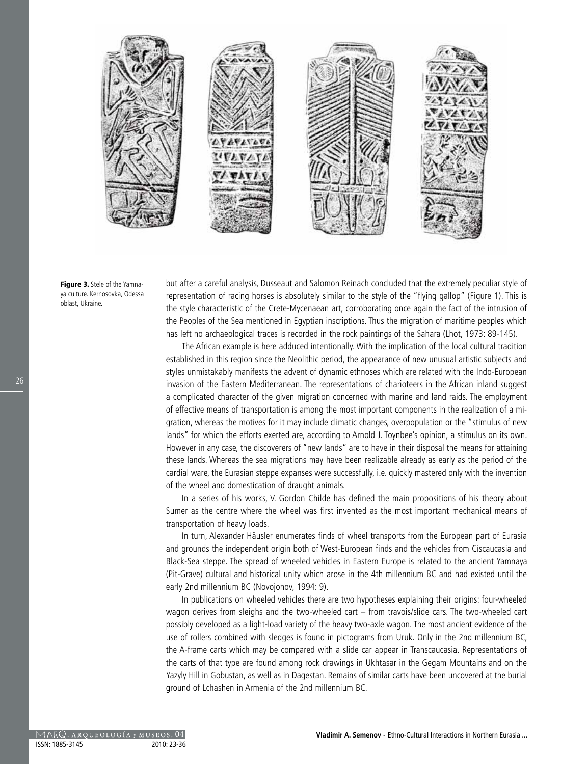Figure 3. Stele of the Yamnaya culture. Kernosovka, Odessa oblast, Ukraine.

but after a careful analysis, Dusseaut and Salomon Reinach concluded that the extremely peculiar style of representation of racing horses is absolutely similar to the style of the "flying gallop" (Figure 1). This is the style characteristic of the Crete-Mycenaean art, corroborating once again the fact of the intrusion of the Peoples of the Sea mentioned in Egyptian inscriptions. Thus the migration of maritime peoples which has left no archaeological traces is recorded in the rock paintings of the Sahara (Lhot, 1973: 89-145).

The African example is here adduced intentionally. With the implication of the local cultural tradition established in this region since the Neolithic period, the appearance of new unusual artistic subjects and styles unmistakably manifests the advent of dynamic ethnoses which are related with the Indo-European invasion of the Eastern Mediterranean. The representations of charioteers in the African inland suggest a complicated character of the given migration concerned with marine and land raids. The employment of effective means of transportation is among the most important components in the realization of a migration, whereas the motives for it may include climatic changes, overpopulation or the "stimulus of new lands" for which the efforts exerted are, according to Arnold J. Toynbee's opinion, a stimulus on its own. However in any case, the discoverers of "new lands" are to have in their disposal the means for attaining these lands. Whereas the sea migrations may have been realizable already as early as the period of the cardial ware, the Eurasian steppe expanses were successfully, i.e. quickly mastered only with the invention of the wheel and domestication of draught animals.

In a series of his works, V. Gordon Childe has defined the main propositions of his theory about Sumer as the centre where the wheel was first invented as the most important mechanical means of transportation of heavy loads.

In turn, Alexander Häusler enumerates finds of wheel transports from the European part of Eurasia and grounds the independent origin both of West-European finds and the vehicles from Ciscaucasia and Black-Sea steppe. The spread of wheeled vehicles in Eastern Europe is related to the ancient Yamnaya (Pit-Grave) cultural and historical unity which arose in the 4th millennium BC and had existed until the early 2nd millennium BC (Novojonov, 1994: 9).

In publications on wheeled vehicles there are two hypotheses explaining their origins: four-wheeled wagon derives from sleighs and the two-wheeled cart – from travois/slide cars. The two-wheeled cart possibly developed as a light-load variety of the heavy two-axle wagon. The most ancient evidence of the use of rollers combined with sledges is found in pictograms from Uruk. Only in the 2nd millennium BC, the A-frame carts which may be compared with a slide car appear in Transcaucasia. Representations of the carts of that type are found among rock drawings in Ukhtasar in the Gegam Mountains and on the Yazyly Hill in Gobustan, as well as in Dagestan. Remains of similar carts have been uncovered at the burial ground of Lchashen in Armenia of the 2nd millennium BC.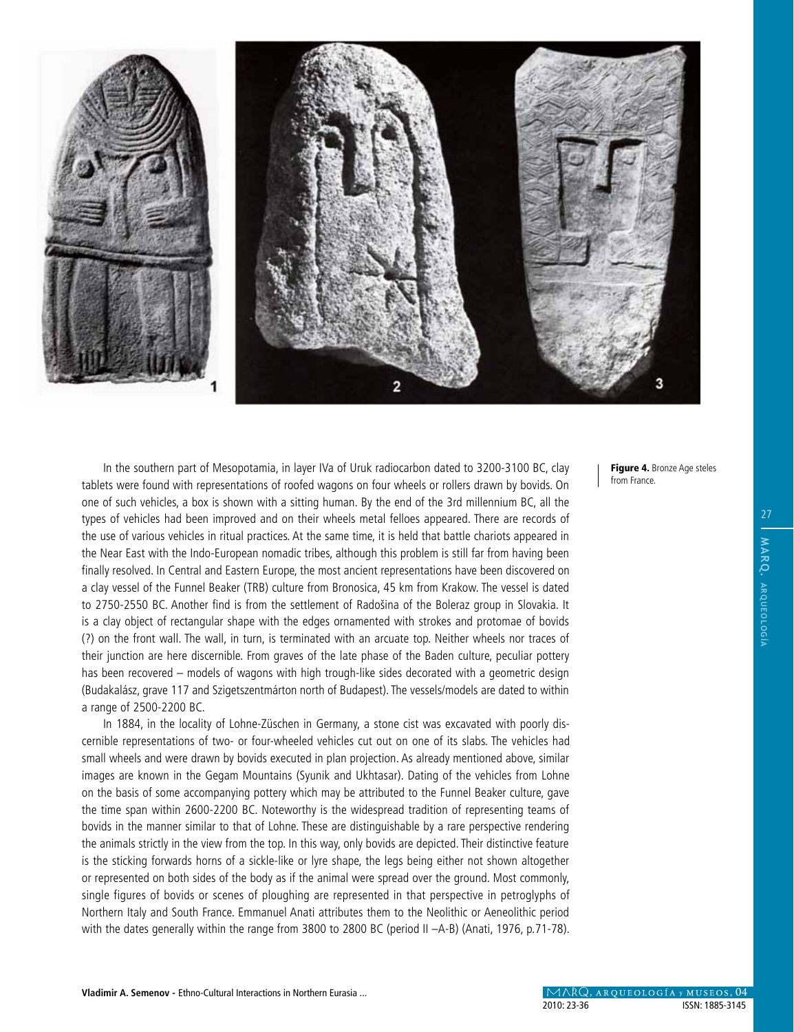Figure 4. Bronze Age steles from France.

In the southern part of Mesopotamia, in layer IVa of Uruk radiocarbon dated to 3200-3100 BC, clay tablets were found with representations of roofed wagons on four wheels or rollers drawn by bovids. On one of such vehicles, a box is shown with a sitting human. By the end of the 3rd millennium BC, all the types of vehicles had been improved and on their wheels metal felloes appeared. There are records of the use of various vehicles in ritual practices. At the same time, it is held that battle chariots appeared in the Near East with the Indo-European nomadic tribes, although this problem is still far from having been finally resolved. In Central and Eastern Europe, the most ancient representations have been discovered on a clay vessel of the Funnel Beaker (TRB) culture from Bronosica, 45 km from Krakow. The vessel is dated to 2750-2550 BC. Another find is from the settlement of Radošina of the Boleraz group in Slovakia. It is a clay object of rectangular shape with the edges ornamented with strokes and protomae of bovids (?) on the front wall. The wall, in turn, is terminated with an arcuate top. Neither wheels nor traces of their junction are here discernible. From graves of the late phase of the Baden culture, peculiar pottery has been recovered – models of wagons with high trough-like sides decorated with a geometric design (Budakalász, grave 117 and Szigetszentmárton north of Budapest). The vessels/models are dated to within a range of 2500-2200 BC.

In 1884, in the locality of Lohne-Züschen in Germany, a stone cist was excavated with poorly discernible representations of two- or four-wheeled vehicles cut out on one of its slabs. The vehicles had small wheels and were drawn by bovids executed in plan projection. As already mentioned above, similar images are known in the Gegam Mountains (Syunik and Ukhtasar). Dating of the vehicles from Lohne on the basis of some accompanying pottery which may be attributed to the Funnel Beaker culture, gave the time span within 2600-2200 BC. Noteworthy is the widespread tradition of representing teams of bovids in the manner similar to that of Lohne. These are distinguishable by a rare perspective rendering the animals strictly in the view from the top. In this way, only bovids are depicted. Their distinctive feature is the sticking forwards horns of a sickle-like or lyre shape, the legs being either not shown altogether or represented on both sides of the body as if the animal were spread over the ground. Most commonly, single figures of bovids or scenes of ploughing are represented in that perspective in petroglyphs of Northern Italy and South France. Emmanuel Anati attributes them to the Neolithic or Aeneolithic period with the dates generally within the range from 3800 to 2800 BC (period II –A-B) (Anati, 1976, p.71-78).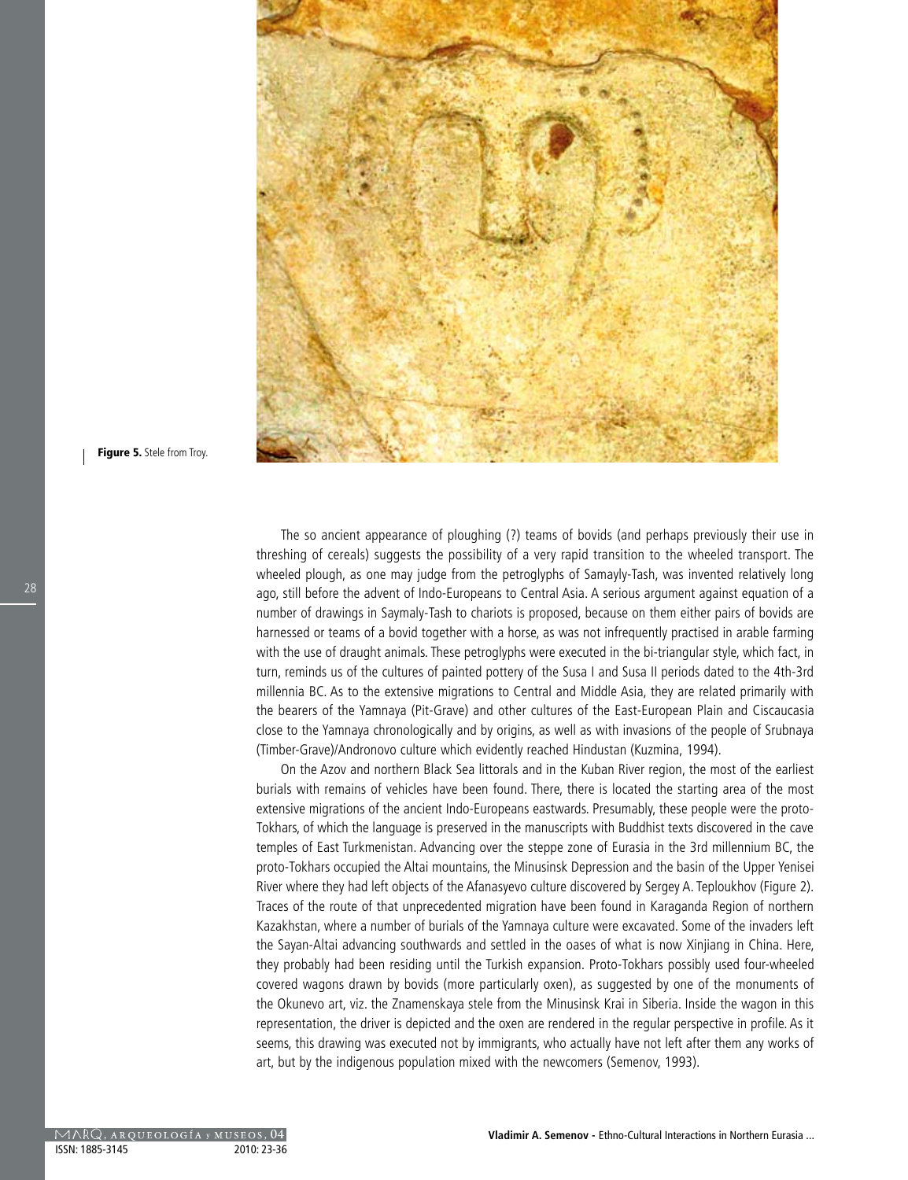Figure 5. Stele from Troy.

The so ancient appearance of ploughing (?) teams of bovids (and perhaps previously their use in threshing of cereals) suggests the possibility of a very rapid transition to the wheeled transport. The wheeled plough, as one may judge from the petroglyphs of Samayly-Tash, was invented relatively long ago, still before the advent of Indo-Europeans to Central Asia. A serious argument against equation of a number of drawings in Saymaly-Tash to chariots is proposed, because on them either pairs of bovids are harnessed or teams of a bovid together with a horse, as was not infrequently practised in arable farming with the use of draught animals. These petroglyphs were executed in the bi-triangular style, which fact, in turn, reminds us of the cultures of painted pottery of the Susa I and Susa II periods dated to the 4th-3rd millennia BC. As to the extensive migrations to Central and Middle Asia, they are related primarily with the bearers of the Yamnaya (Pit-Grave) and other cultures of the East-European Plain and Ciscaucasia close to the Yamnaya chronologically and by origins, as well as with invasions of the people of Srubnaya (Timber-Grave)/Andronovo culture which evidently reached Hindustan (Kuzmina, 1994).

On the Azov and northern Black Sea littorals and in the Kuban River region, the most of the earliest burials with remains of vehicles have been found. There, there is located the starting area of the most extensive migrations of the ancient Indo-Europeans eastwards. Presumably, these people were the proto-Tokhars, of which the language is preserved in the manuscripts with Buddhist texts discovered in the cave temples of East Turkmenistan. Advancing over the steppe zone of Eurasia in the 3rd millennium BC, the proto-Tokhars occupied the Altai mountains, the Minusinsk Depression and the basin of the Upper Yenisei River where they had left objects of the Afanasyevo culture discovered by Sergey A. Teploukhov (Figure 2). Traces of the route of that unprecedented migration have been found in Karaganda Region of northern Kazakhstan, where a number of burials of the Yamnaya culture were excavated. Some of the invaders left the Sayan-Altai advancing southwards and settled in the oases of what is now Xinjiang in China. Here, they probably had been residing until the Turkish expansion. Proto-Tokhars possibly used four-wheeled covered wagons drawn by bovids (more particularly oxen), as suggested by one of the monuments of the Okunevo art, viz. the Znamenskaya stele from the Minusinsk Krai in Siberia. Inside the wagon in this representation, the driver is depicted and the oxen are rendered in the regular perspective in profile. As it seems, this drawing was executed not by immigrants, who actually have not left after them any works of art, but by the indigenous population mixed with the newcomers (Semenov, 1993).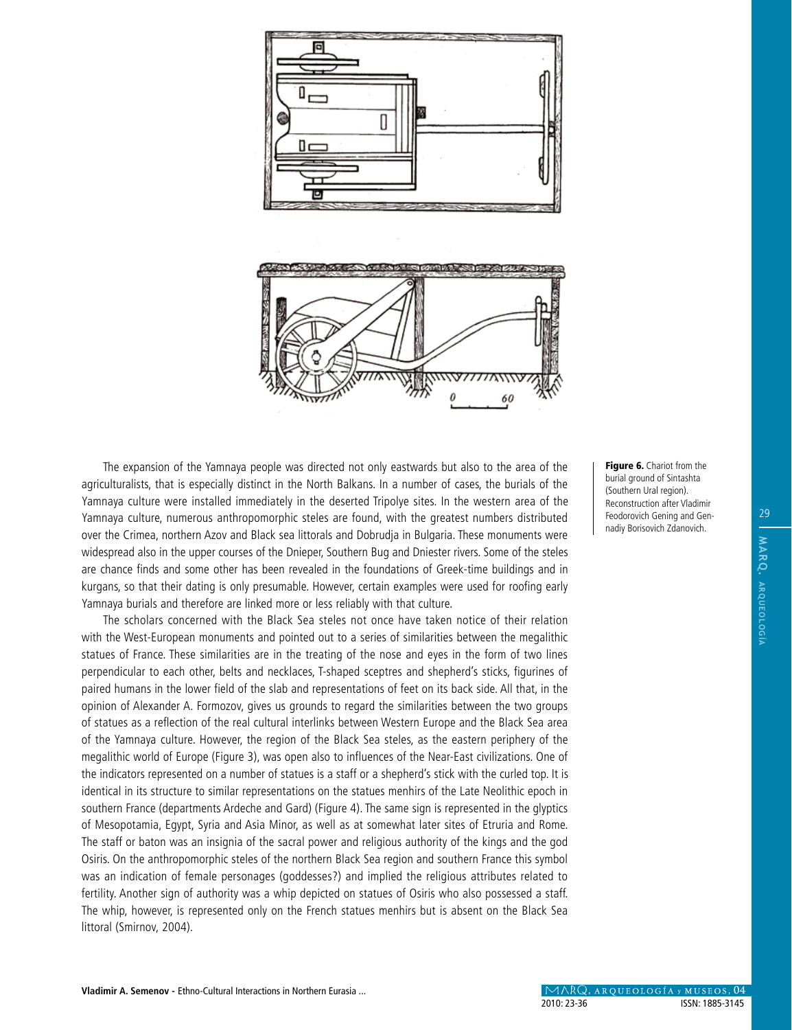Figure 6. Chariot from the burial ground of Sintashta (Southern Ural region). Reconstruction after Vladimir Feodorovich Gening and Gennadiy Borisovich Zdanovich.

The expansion of the Yamnaya people was directed not only eastwards but also to the area of the agriculturalists, that is especially distinct in the North Balkans. In a number of cases, the burials of the Yamnaya culture were installed immediately in the deserted Tripolye sites. In the western area of the Yamnaya culture, numerous anthropomorphic steles are found, with the greatest numbers distributed over the Crimea, northern Azov and Black sea littorals and Dobrudja in Bulgaria. These monuments were widespread also in the upper courses of the Dnieper, Southern Bug and Dniester rivers. Some of the steles are chance finds and some other has been revealed in the foundations of Greek-time buildings and in kurgans, so that their dating is only presumable. However, certain examples were used for roofing early Yamnaya burials and therefore are linked more or less reliably with that culture.

The scholars concerned with the Black Sea steles not once have taken notice of their relation with the West-European monuments and pointed out to a series of similarities between the megalithic statues of France. These similarities are in the treating of the nose and eyes in the form of two lines perpendicular to each other, belts and necklaces, T-shaped sceptres and shepherd's sticks, figurines of paired humans in the lower field of the slab and representations of feet on its back side. All that, in the opinion of Alexander A. Formozov, gives us grounds to regard the similarities between the two groups of statues as a reflection of the real cultural interlinks between Western Europe and the Black Sea area of the Yamnaya culture. However, the region of the Black Sea steles, as the eastern periphery of the megalithic world of Europe (Figure 3), was open also to influences of the Near-East civilizations. One of the indicators represented on a number of statues is a staff or a shepherd's stick with the curled top. It is identical in its structure to similar representations on the statues menhirs of the Late Neolithic epoch in southern France (departments Ardeche and Gard) (Figure 4). The same sign is represented in the glyptics of Mesopotamia, Egypt, Syria and Asia Minor, as well as at somewhat later sites of Etruria and Rome. The staff or baton was an insignia of the sacral power and religious authority of the kings and the god Osiris. On the anthropomorphic steles of the northern Black Sea region and southern France this symbol was an indication of female personages (goddesses?) and implied the religious attributes related to fertility. Another sign of authority was a whip depicted on statues of Osiris who also possessed a staff. The whip, however, is represented only on the French statues menhirs but is absent on the Black Sea littoral (Smirnov, 2004).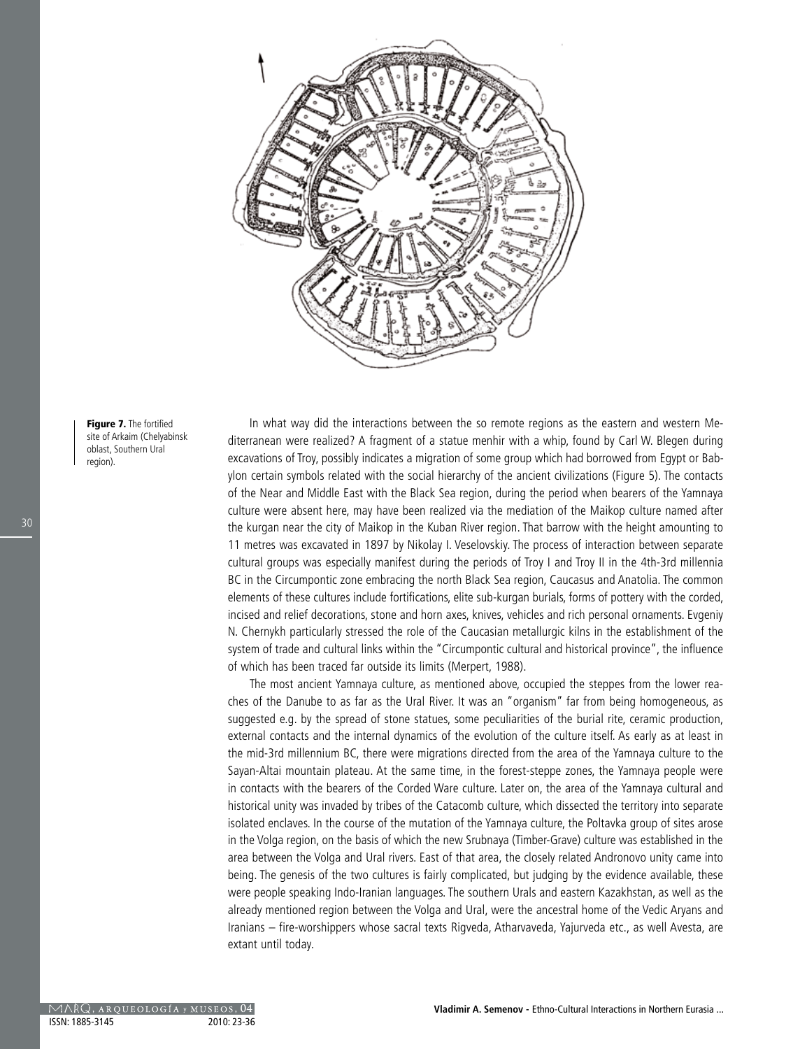**Figure 7.** The fortified site of Arkaim (Chelyabinsk oblast, Southern Ural region).

In what way did the interactions between the so remote regions as the eastern and western Mediterranean were realized? A fragment of a statue menhir with a whip, found by Carl W. Blegen during excavations of Troy, possibly indicates a migration of some group which had borrowed from Egypt or Babylon certain symbols related with the social hierarchy of the ancient civilizations (Figure 5). The contacts of the Near and Middle East with the Black Sea region, during the period when bearers of the Yamnaya culture were absent here, may have been realized via the mediation of the Maikop culture named after the kurgan near the city of Maikop in the Kuban River region. That barrow with the height amounting to 11 metres was excavated in 1897 by Nikolay I. Veselovskiy. The process of interaction between separate cultural groups was especially manifest during the periods of Troy I and Troy II in the 4th-3rd millennia BC in the Circumpontic zone embracing the north Black Sea region, Caucasus and Anatolia. The common elements of these cultures include fortifications, elite sub-kurgan burials, forms of pottery with the corded, incised and relief decorations, stone and horn axes, knives, vehicles and rich personal ornaments. Evgeniy N. Chernykh particularly stressed the role of the Caucasian metallurgic kilns in the establishment of the system of trade and cultural links within the "Circumpontic cultural and historical province", the influence of which has been traced far outside its limits (Merpert, 1988).

The most ancient Yamnaya culture, as mentioned above, occupied the steppes from the lower reaches of the Danube to as far as the Ural River. It was an "organism" far from being homogeneous, as suggested e.g. by the spread of stone statues, some peculiarities of the burial rite, ceramic production, external contacts and the internal dynamics of the evolution of the culture itself. As early as at least in the mid-3rd millennium BC, there were migrations directed from the area of the Yamnaya culture to the Sayan-Altai mountain plateau. At the same time, in the forest-steppe zones, the Yamnaya people were in contacts with the bearers of the Corded Ware culture. Later on, the area of the Yamnaya cultural and historical unity was invaded by tribes of the Catacomb culture, which dissected the territory into separate isolated enclaves. In the course of the mutation of the Yamnaya culture, the Poltavka group of sites arose in the Volga region, on the basis of which the new Srubnaya (Timber-Grave) culture was established in the area between the Volga and Ural rivers. East of that area, the closely related Andronovo unity came into being. The genesis of the two cultures is fairly complicated, but judging by the evidence available, these were people speaking Indo-Iranian languages. The southern Urals and eastern Kazakhstan, as well as the already mentioned region between the Volga and Ural, were the ancestral home of the Vedic Aryans and Iranians – fire-worshippers whose sacral texts Rigveda, Atharvaveda, Yajurveda etc., as well Avesta, are extant until today.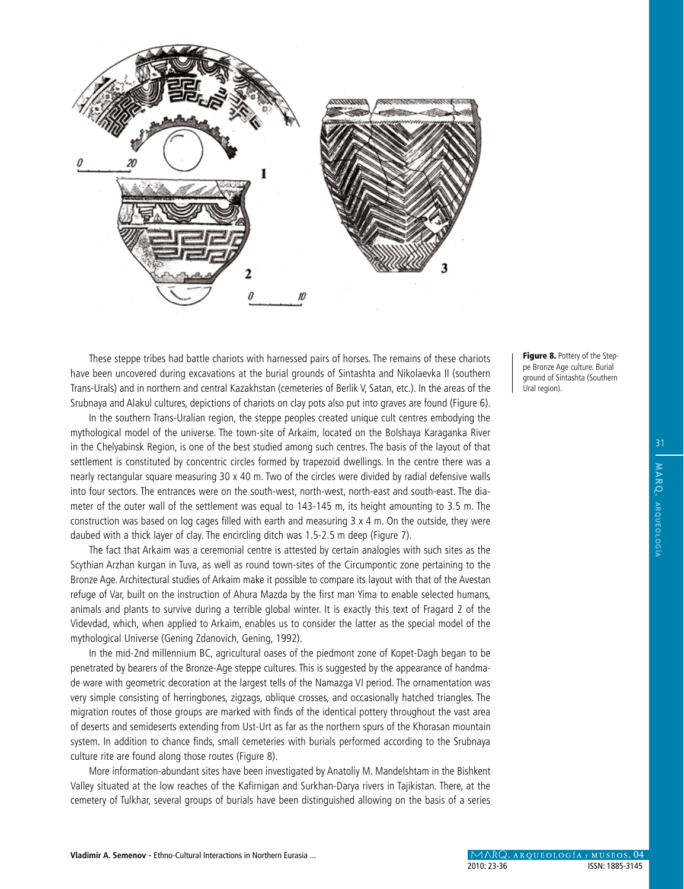These steppe tribes had battle chariots with harnessed pairs of horses. The remains of these chariots have been uncovered during excavations at the burial grounds of Sintashta and Nikolaevka II (southern Trans-Urals) and in northern and central Kazakhstan (cemeteries of Berlik V, Satan, etc.). In the areas of the Srubnaya and Alakul cultures, depictions of chariots on clay pots also put into graves are found (Figure 6).

In the southern Trans-Uralian region, the steppe peoples created unique cult centres embodying the mythological model of the universe. The town-site of Arkaim, located on the Bolshaya Karaganka River in the Chelyabinsk Region, is one of the best studied among such centres. The basis of the layout of that settlement is constituted by concentric circles formed by trapezoid dwellings. In the centre there was a nearly rectangular square measuring 30 x 40 m. Two of the circles were divided by radial defensive walls into four sectors. The entrances were on the south-west, north-west, north-east and south-east. The diameter of the outer wall of the settlement was equal to 143-145 m, its height amounting to 3.5 m. The construction was based on log cages filled with earth and measuring 3 x 4 m. On the outside, they were daubed with a thick layer of clay. The encircling ditch was 1.5-2.5 m deep (Figure 7).

The fact that Arkaim was a ceremonial centre is attested by certain analogies with such sites as the Scythian Arzhan kurgan in Tuva, as well as round town-sites of the Circumpontic zone pertaining to the Bronze Age. Architectural studies of Arkaim make it possible to compare its layout with that of the Avestan refuge of Var, built on the instruction of Ahura Mazda by the first man Yima to enable selected humans, animals and plants to survive during a terrible global winter. It is exactly this text of Fragard 2 of the Videvdad, which, when applied to Arkaim, enables us to consider the latter as the special model of the mythological Universe (Gening Zdanovich, Gening, 1992).

In the mid-2nd millennium BC, agricultural oases of the piedmont zone of Kopet-Dagh began to be penetrated by bearers of the Bronze-Age steppe cultures. This is suggested by the appearance of handmade ware with geometric decoration at the largest tells of the Namazga VI period. The ornamentation was very simple consisting of herringbones, zigzags, oblique crosses, and occasionally hatched triangles. The migration routes of those groups are marked with finds of the identical pottery throughout the vast area of deserts and semideserts extending from Ust-Urt as far as the northern spurs of the Khorasan mountain system. In addition to chance finds, small cemeteries with burials performed according to the Srubnaya culture rite are found along those routes (Figure 8).

More information-abundant sites have been investigated by Anatoliy M. Mandelshtam in the Bishkent Valley situated at the low reaches of the Kafirnigan and Surkhan-Darya rivers in Tajikistan. There, at the cemetery of Tulkhar, several groups of burials have been distinguished allowing on the basis of a series

**Figure 8.** Pottery of the Steppe Bronze Age culture. Burial ground of Sintashta (Southern Ural region).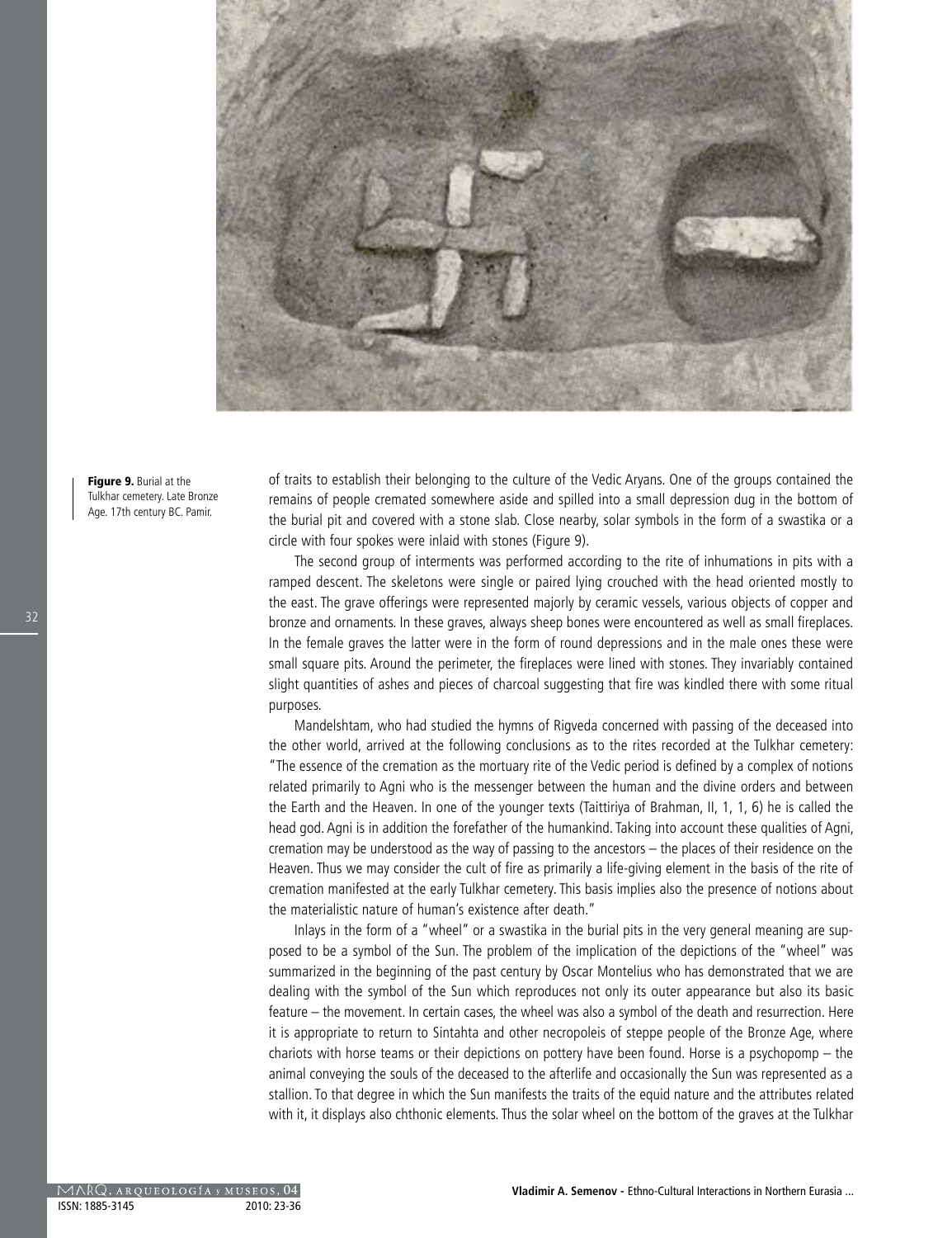Figure 9. Burial at the Tulkhar cemetery. Late Bronze Age. 17th century BC. Pamir.

of traits to establish their belonging to the culture of the Vedic Aryans. One of the groups contained the remains of people cremated somewhere aside and spilled into a small depression dug in the bottom of the burial pit and covered with a stone slab. Close nearby, solar symbols in the form of a swastika or a circle with four spokes were inlaid with stones (Figure 9).

The second group of interments was performed according to the rite of inhumations in pits with a ramped descent. The skeletons were single or paired lying crouched with the head oriented mostly to the east. The grave offerings were represented majorly by ceramic vessels, various objects of copper and bronze and ornaments. In these graves, always sheep bones were encountered as well as small fireplaces. In the female graves the latter were in the form of round depressions and in the male ones these were small square pits. Around the perimeter, the fireplaces were lined with stones. They invariably contained slight quantities of ashes and pieces of charcoal suggesting that fire was kindled there with some ritual purposes.

Mandelshtam, who had studied the hymns of Rigveda concerned with passing of the deceased into the other world, arrived at the following conclusions as to the rites recorded at the Tulkhar cemetery: "The essence of the cremation as the mortuary rite of the Vedic period is defined by a complex of notions related primarily to Agni who is the messenger between the human and the divine orders and between the Earth and the Heaven. In one of the younger texts (Taittiriya of Brahman, II, 1, 1, 6) he is called the head god. Agni is in addition the forefather of the humankind. Taking into account these qualities of Agni, cremation may be understood as the way of passing to the ancestors – the places of their residence on the Heaven. Thus we may consider the cult of fire as primarily a life-giving element in the basis of the rite of cremation manifested at the early Tulkhar cemetery. This basis implies also the presence of notions about the materialistic nature of human's existence after death."

Inlays in the form of a "wheel" or a swastika in the burial pits in the very general meaning are supposed to be a symbol of the Sun. The problem of the implication of the depictions of the "wheel" was summarized in the beginning of the past century by Oscar Montelius who has demonstrated that we are dealing with the symbol of the Sun which reproduces not only its outer appearance but also its basic feature – the movement. In certain cases, the wheel was also a symbol of the death and resurrection. Here it is appropriate to return to Sintahta and other necropoleis of steppe people of the Bronze Age, where chariots with horse teams or their depictions on pottery have been found. Horse is a psychopomp – the animal conveying the souls of the deceased to the afterlife and occasionally the Sun was represented as a stallion. To that degree in which the Sun manifests the traits of the equid nature and the attributes related with it, it displays also chthonic elements. Thus the solar wheel on the bottom of the graves at the Tulkhar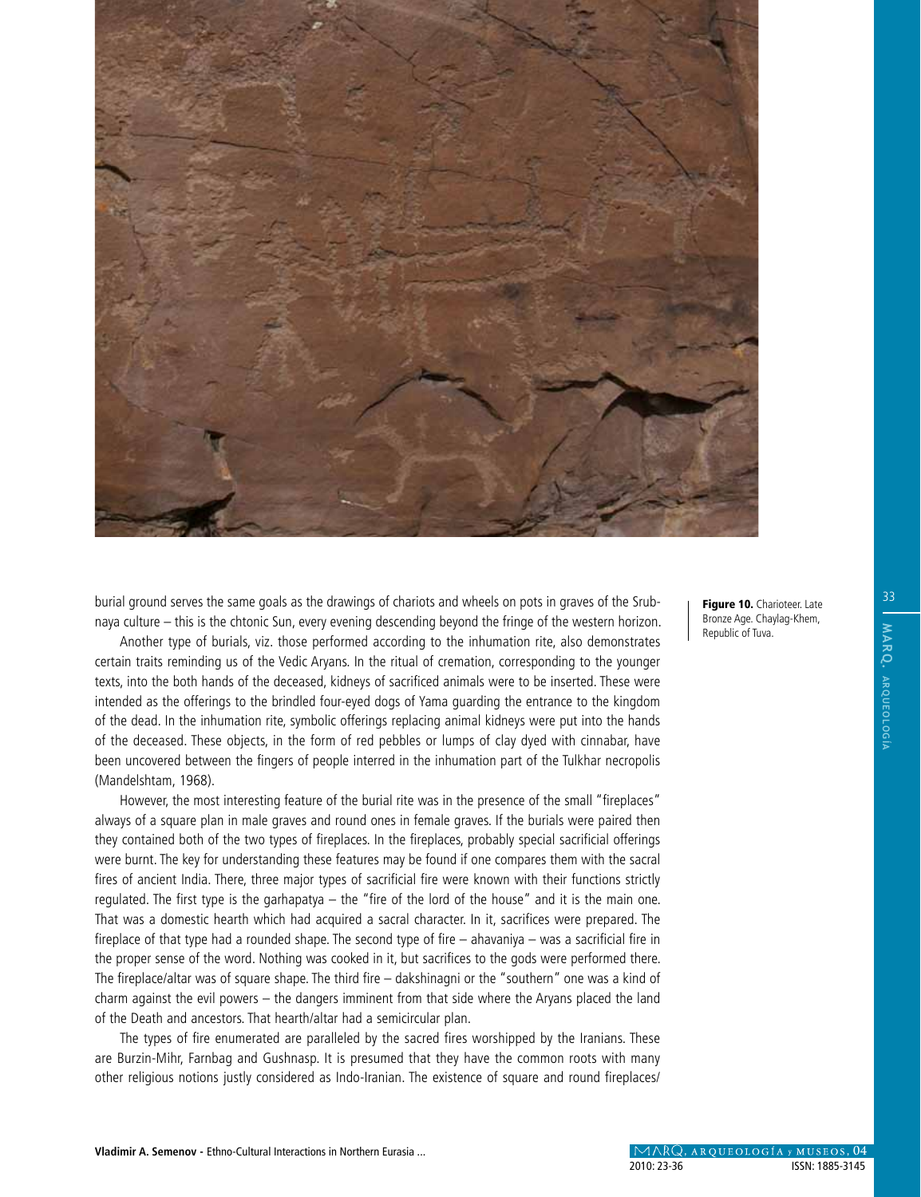burial ground serves the same goals as the drawings of chariots and wheels on pots in graves of the Srubnaya culture – this is the chtonic Sun, every evening descending beyond the fringe of the western horizon.

Another type of burials, viz. those performed according to the inhumation rite, also demonstrates certain traits reminding us of the Vedic Aryans. In the ritual of cremation, corresponding to the younger texts, into the both hands of the deceased, kidneys of sacrificed animals were to be inserted. These were intended as the offerings to the brindled four-eyed dogs of Yama guarding the entrance to the kingdom of the dead. In the inhumation rite, symbolic offerings replacing animal kidneys were put into the hands of the deceased. These objects, in the form of red pebbles or lumps of clay dyed with cinnabar, have been uncovered between the fingers of people interred in the inhumation part of the Tulkhar necropolis (Mandelshtam, 1968).

However, the most interesting feature of the burial rite was in the presence of the small "fireplaces" always of a square plan in male graves and round ones in female graves. If the burials were paired then they contained both of the two types of fireplaces. In the fireplaces, probably special sacrificial offerings were burnt. The key for understanding these features may be found if one compares them with the sacral fires of ancient India. There, three major types of sacrificial fire were known with their functions strictly regulated. The first type is the garhapatya – the "fire of the lord of the house" and it is the main one. That was a domestic hearth which had acquired a sacral character. In it, sacrifices were prepared. The fireplace of that type had a rounded shape. The second type of fire – ahavaniya – was a sacrificial fire in the proper sense of the word. Nothing was cooked in it, but sacrifices to the gods were performed there. The fireplace/altar was of square shape. The third fire – dakshinagni or the "southern" one was a kind of charm against the evil powers – the dangers imminent from that side where the Aryans placed the land of the Death and ancestors. That hearth/altar had a semicircular plan.

The types of fire enumerated are paralleled by the sacred fires worshipped by the Iranians. These are Burzin-Mihr, Farnbag and Gushnasp. It is presumed that they have the common roots with many other religious notions justly considered as Indo-Iranian. The existence of square and round fireplaces/

**Figure 10.** Charioteer. Late Bronze Age. Chaylag-Khem, Republic of Tuva.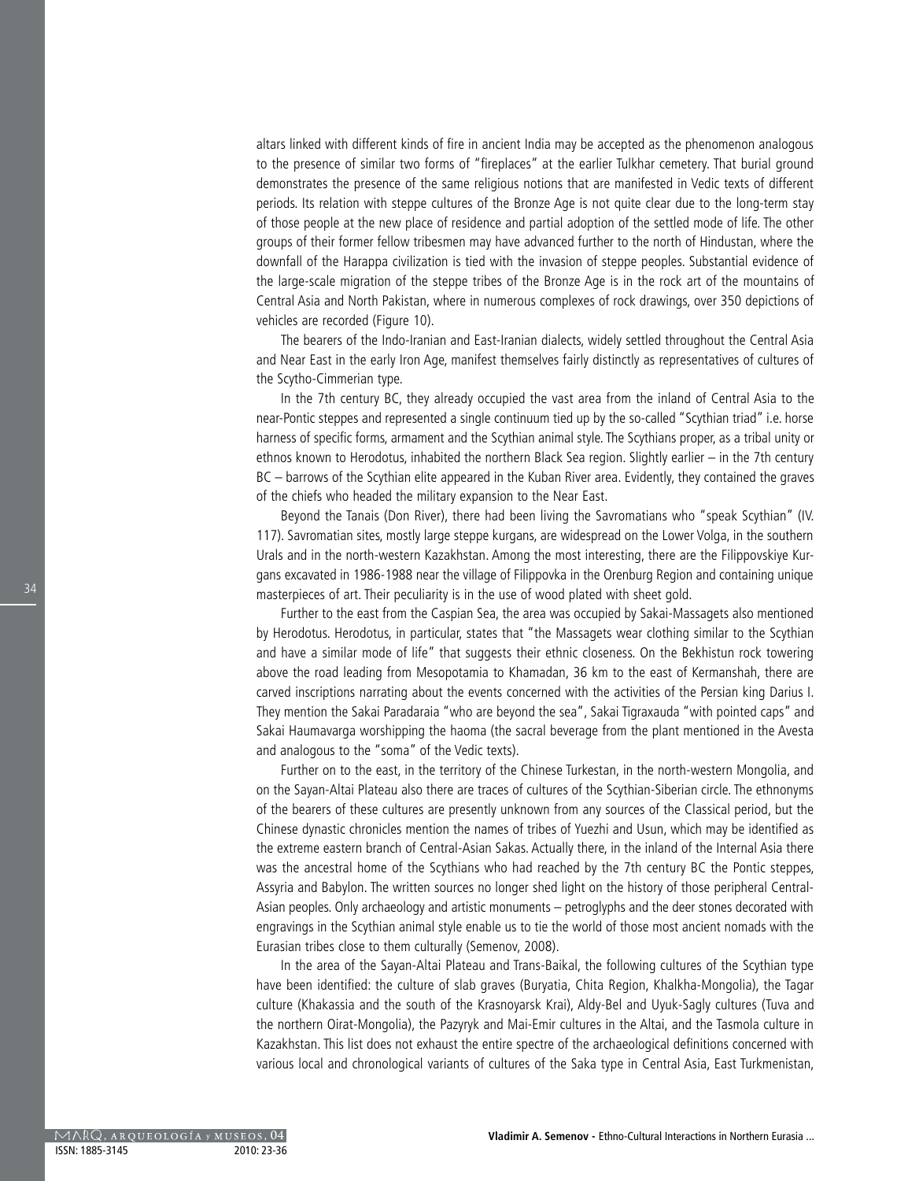altars linked with different kinds of fire in ancient India may be accepted as the phenomenon analogous to the presence of similar two forms of "fireplaces" at the earlier Tulkhar cemetery. That burial ground demonstrates the presence of the same religious notions that are manifested in Vedic texts of different periods. Its relation with steppe cultures of the Bronze Age is not quite clear due to the long-term stay of those people at the new place of residence and partial adoption of the settled mode of life. The other groups of their former fellow tribesmen may have advanced further to the north of Hindustan, where the downfall of the Harappa civilization is tied with the invasion of steppe peoples. Substantial evidence of the large-scale migration of the steppe tribes of the Bronze Age is in the rock art of the mountains of Central Asia and North Pakistan, where in numerous complexes of rock drawings, over 350 depictions of vehicles are recorded (Figure 10).

The bearers of the Indo-Iranian and East-Iranian dialects, widely settled throughout the Central Asia and Near East in the early Iron Age, manifest themselves fairly distinctly as representatives of cultures of the Scytho-Cimmerian type.

In the 7th century BC, they already occupied the vast area from the inland of Central Asia to the near-Pontic steppes and represented a single continuum tied up by the so-called "Scythian triad" i.e. horse harness of specific forms, armament and the Scythian animal style. The Scythians proper, as a tribal unity or ethnos known to Herodotus, inhabited the northern Black Sea region. Slightly earlier – in the 7th century BC – barrows of the Scythian elite appeared in the Kuban River area. Evidently, they contained the graves of the chiefs who headed the military expansion to the Near East.

Beyond the Tanais (Don River), there had been living the Savromatians who "speak Scythian" (IV. 117). Savromatian sites, mostly large steppe kurgans, are widespread on the Lower Volga, in the southern Urals and in the north-western Kazakhstan. Among the most interesting, there are the Filippovskiye Kurgans excavated in 1986-1988 near the village of Filippovka in the Orenburg Region and containing unique masterpieces of art. Their peculiarity is in the use of wood plated with sheet gold.

Further to the east from the Caspian Sea, the area was occupied by Sakai-Massagets also mentioned by Herodotus. Herodotus, in particular, states that "the Massagets wear clothing similar to the Scythian and have a similar mode of life" that suggests their ethnic closeness. On the Bekhistun rock towering above the road leading from Mesopotamia to Khamadan, 36 km to the east of Kermanshah, there are carved inscriptions narrating about the events concerned with the activities of the Persian king Darius I. They mention the Sakai Paradaraia "who are beyond the sea", Sakai Tigraxauda "with pointed caps" and Sakai Haumavarga worshipping the haoma (the sacral beverage from the plant mentioned in the Avesta and analogous to the "soma" of the Vedic texts).

Further on to the east, in the territory of the Chinese Turkestan, in the north-western Mongolia, and on the Sayan-Altai Plateau also there are traces of cultures of the Scythian-Siberian circle. The ethnonyms of the bearers of these cultures are presently unknown from any sources of the Classical period, but the Chinese dynastic chronicles mention the names of tribes of Yuezhi and Usun, which may be identified as the extreme eastern branch of Central-Asian Sakas. Actually there, in the inland of the Internal Asia there was the ancestral home of the Scythians who had reached by the 7th century BC the Pontic steppes, Assyria and Babylon. The written sources no longer shed light on the history of those peripheral Central-Asian peoples. Only archaeology and artistic monuments – petroglyphs and the deer stones decorated with engravings in the Scythian animal style enable us to tie the world of those most ancient nomads with the Eurasian tribes close to them culturally (Semenov, 2008).

In the area of the Sayan-Altai Plateau and Trans-Baikal, the following cultures of the Scythian type have been identified: the culture of slab graves (Buryatia, Chita Region, Khalkha-Mongolia), the Tagar culture (Khakassia and the south of the Krasnoyarsk Krai), Aldy-Bel and Uyuk-Sagly cultures (Tuva and the northern Oirat-Mongolia), the Pazyryk and Mai-Emir cultures in the Altai, and the Tasmola culture in Kazakhstan. This list does not exhaust the entire spectre of the archaeological definitions concerned with various local and chronological variants of cultures of the Saka type in Central Asia, East Turkmenistan,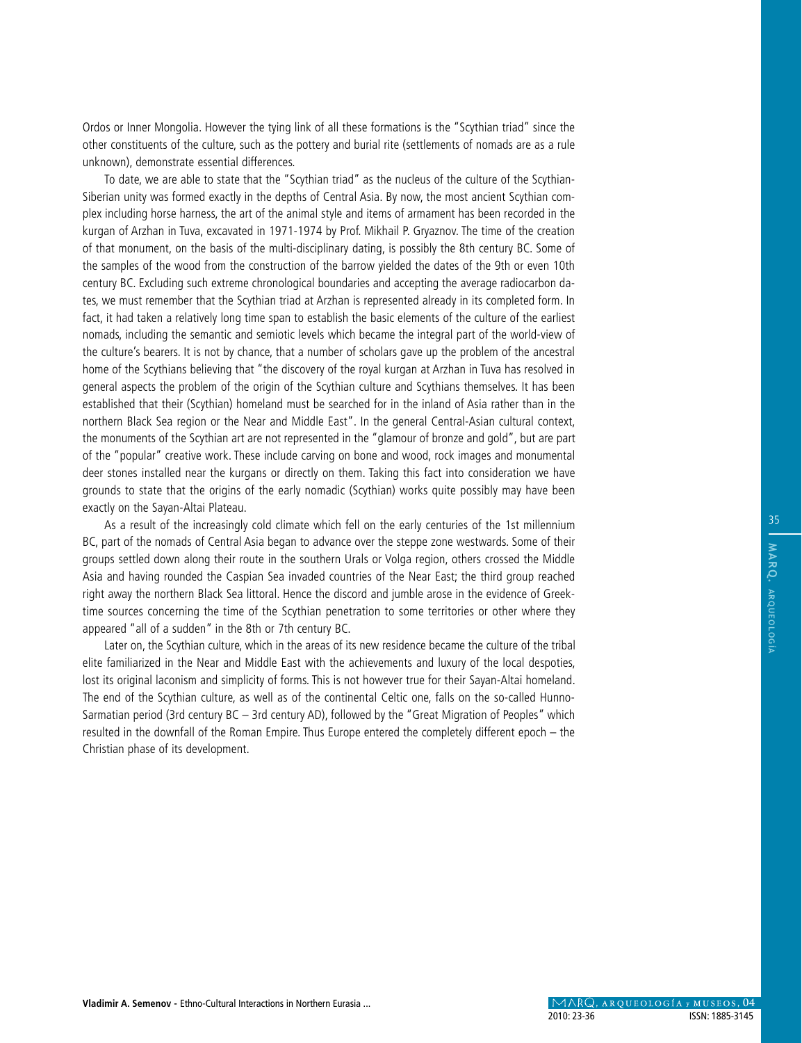Ordos or Inner Mongolia. However the tying link of all these formations is the "Scythian triad" since the other constituents of the culture, such as the pottery and burial rite (settlements of nomads are as a rule unknown), demonstrate essential differences.

To date, we are able to state that the "Scythian triad" as the nucleus of the culture of the Scythian-Siberian unity was formed exactly in the depths of Central Asia. By now, the most ancient Scythian complex including horse harness, the art of the animal style and items of armament has been recorded in the kurgan of Arzhan in Tuva, excavated in 1971-1974 by Prof. Mikhail P. Gryaznov. The time of the creation of that monument, on the basis of the multi-disciplinary dating, is possibly the 8th century BC. Some of the samples of the wood from the construction of the barrow yielded the dates of the 9th or even 10th century BC. Excluding such extreme chronological boundaries and accepting the average radiocarbon dates, we must remember that the Scythian triad at Arzhan is represented already in its completed form. In fact, it had taken a relatively long time span to establish the basic elements of the culture of the earliest nomads, including the semantic and semiotic levels which became the integral part of the world-view of the culture's bearers. It is not by chance, that a number of scholars gave up the problem of the ancestral home of the Scythians believing that "the discovery of the royal kurgan at Arzhan in Tuva has resolved in general aspects the problem of the origin of the Scythian culture and Scythians themselves. It has been established that their (Scythian) homeland must be searched for in the inland of Asia rather than in the northern Black Sea region or the Near and Middle East". In the general Central-Asian cultural context, the monuments of the Scythian art are not represented in the "glamour of bronze and gold", but are part of the "popular" creative work. These include carving on bone and wood, rock images and monumental deer stones installed near the kurgans or directly on them. Taking this fact into consideration we have grounds to state that the origins of the early nomadic (Scythian) works quite possibly may have been exactly on the Sayan-Altai Plateau.

As a result of the increasingly cold climate which fell on the early centuries of the 1st millennium BC, part of the nomads of Central Asia began to advance over the steppe zone westwards. Some of their groups settled down along their route in the southern Urals or Volga region, others crossed the Middle Asia and having rounded the Caspian Sea invaded countries of the Near East; the third group reached right away the northern Black Sea littoral. Hence the discord and jumble arose in the evidence of Greek-time sources concerning the time of the Scythian penetration to some territories or other where they appeared "all of a sudden" in the 8th or 7th century BC.

Later on, the Scythian culture, which in the areas of its new residence became the culture of the tribal elite familiarized in the Near and Middle East with the achievements and luxury of the local despoties, lost its original laconism and simplicity of forms. This is not however true for their Sayan-Altai homeland. The end of the Scythian culture, as well as of the continental Celtic one, falls on the so-called Hunno-Sarmatian period (3rd century BC – 3rd century AD), followed by the "Great Migration of Peoples" which resulted in the downfall of the Roman Empire. Thus Europe entered the completely different epoch – the Christian phase of its development.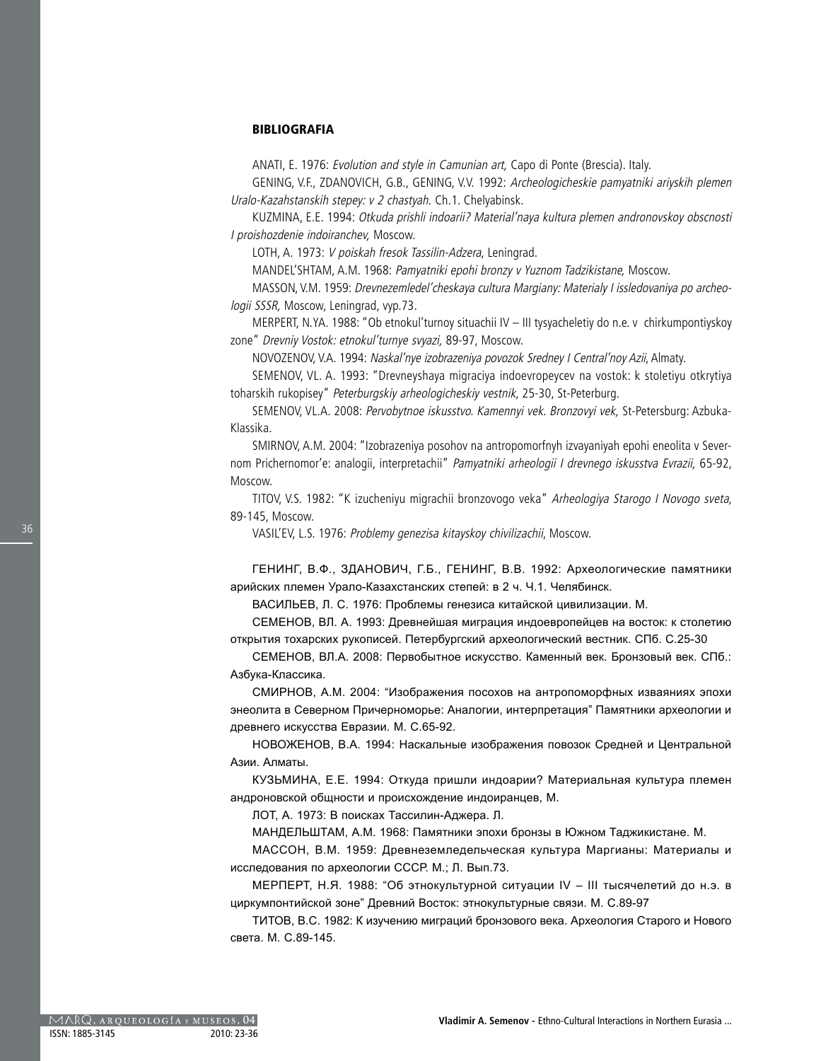## BIBLIOGRAFIA

ANATI, E. 1976: *Evolution and style in Camunian art,* Capo di Ponte (Brescia). Italy.

GENING, V.F., ZDANOVICH, G.B., GENING, V.V. 1992: *Archeologicheskie pamyatniki ariyskih plemen Uralo-Kazahstanskih stepey: v 2 chastyah.* Ch.1. Chelyabinsk.

KUZMINA, E.E. 1994: *Otkuda prishli indoarii? Material'naya kultura plemen andronovskoy obscnosti I proishozdenie indoiranchev,* Moscow.

LOTH, A. 1973: *V poiskah fresok Tassilin-Adzera*, Leningrad.

MANDEL'SHTAM, A.M. 1968: *Pamyatniki epohi bronzy v Yuznom Tadzikistane,* Moscow.

MASSON, V.M. 1959: *Drevnezemledel'cheskaya cultura Margiany: Materialy I issledovaniya po archeologii SSSR,* Moscow, Leningrad, vyp.73.

MERPERT, N.YA. 1988: "Ob etnokul'turnoy situachii IV – III tysyacheletiy do n.e. v chirkumpontiyskoy zone" *Drevniy Vostok: etnokul'turnye svyazi,* 89-97, Moscow.

NOVOZENOV, V.A. 1994: *Naskal'nye izobrazeniya povozok Sredney I Central'noy Azii*, Almaty.

SEMENOV, VL. A. 1993: "Drevneyshaya migraciya indoevropeycev na vostok: k stoletiyu otkrytiya toharskih rukopisey" *Peterburgskiy arheologicheskiy vestnik*, 25-30, St-Peterburg.

SEMENOV, VL.A. 2008: *Pervobytnoe iskusstvo. Kamennyi vek. Bronzovyi vek,* St-Petersburg: Azbuka-Klassika.

SMIRNOV, A.M. 2004: "Izobrazeniya posohov na antropomorfnyh izvayaniyah epohi eneolita v Severnom Prichernomor'e: analogii, interpretachii" *Pamyatniki arheologii I drevnego iskusstva Evrazii,* 65-92, Moscow.

TITOV, V.S. 1982: "K izucheniyu migrachii bronzovogo veka" *Arheologiya Starogo I Novogo sveta,* 89-145, Moscow.

VASIL'EV, L.S. 1976: *Problemy genezisa kitayskoy chivilizachii*, Moscow.

ГЕНИНГ, В.Ф., ЗДАНОВИЧ, Г.Б., ГЕНИНГ, В.В. 1992: Археологические памятники арийских племен Урало-Казахстанских степей: в 2 ч. Ч.1. Челябинск.

ВАСИЛЬЕВ, Л. С. 1976: Проблемы генезиса китайской цивилизации. М.

СЕМЕНОВ, ВЛ. А. 1993: Древнейшая миграция индоевропейцев на восток: к столетию открытия тохарских рукописей. Петербургский археологический вестник. СПб. С.25-30

СЕМЕНОВ, ВЛ.А. 2008: Первобытное искусство. Каменный век. Бронзовый век. СПб.: Азбука-Классика.

СМИРНОВ, А.М. 2004: "Изображения посохов на антропоморфных изваяниях эпохи энеолита в Северном Причерноморье: Аналогии, интерпретация" Памятники археологии и древнего искусства Евразии. М. С.65-92.

НОВОЖЕНОВ, В.А. 1994: Наскальные изображения повозок Средней и Центральной Азии. Алматы.

КУЗЬМИНА, Е.Е. 1994: Откуда пришли индоарии? Материальная культура племен андроновской общности и происхождение индоиранцев, М.

ЛОТ, А. 1973: В поисках Тассилин-Аджера. Л.

МАНДЕЛЬШТАМ, А.М. 1968: Памятники эпохи бронзы в Южном Таджикистане. М.

МАССОН, В.М. 1959: Древнеземледельческая культура Маргианы: Материалы и исследования по археологии СССР. М.; Л. Вып.73.

МЕРПЕРТ, Н.Я. 1988: "Об этнокультурной ситуации IV – III тысячелетий до н.э. в циркумпонтийской зоне" Древний Восток: этнокультурные связи. М. С.89-97

ТИТОВ, В.С. 1982: К изучению миграций бронзового века. Археология Старого и Нового света. М. С.89-145.